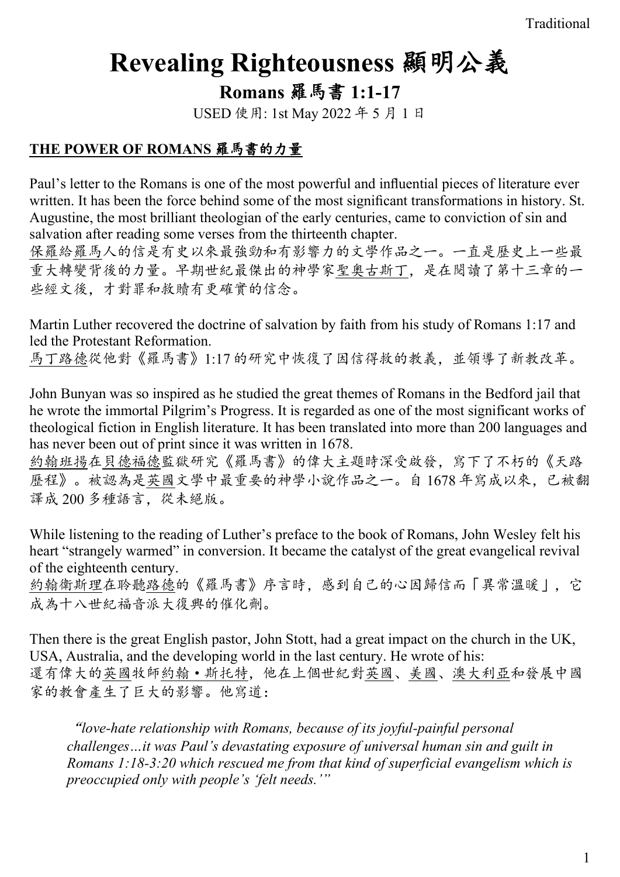Traditional

# Revealing Righteousness 顯明公義

## Romans 羅馬書 1:1-17

USED 使用: 1st May 2022 年 5 月 1 日

### THE POWER OF ROMANS 羅馬書的力量

Paul's letter to the Romans is one of the most powerful and influential pieces of literature ever written. It has been the force behind some of the most significant transformations in history. St. Augustine, the most brilliant theologian of the early centuries, came to conviction of sin and salvation after reading some verses from the thirteenth chapter.
保羅給羅馬人的信是有史以來最強勁和有影響力的文學作品之一。一直是歷史上一些最重大轉變背後的力量。早期世紀最傑出的神學家聖奧古斯丁，是在閱讀了第十三章的一些經文後，才對罪和救贖有更確實的信念。

Martin Luther recovered the doctrine of salvation by faith from his study of Romans 1:17 and led the Protestant Reformation.
馬丁路德從他對《羅馬書》1:17 的研究中恢復了因信得救的教義，並領導了新教改革。

John Bunyan was so inspired as he studied the great themes of Romans in the Bedford jail that he wrote the immortal Pilgrim's Progress. It is regarded as one of the most significant works of theological fiction in English literature. It has been translated into more than 200 languages and has never been out of print since it was written in 1678.
約翰班揚在貝德福德監獄研究《羅馬書》的偉大主題時深受啟發，寫下了不朽的《天路歷程》。被認為是英國文學中最重要的神學小說作品之一。自 1678 年寫成以來，已被翻譯成 200 多種語言，從未絕版。

While listening to the reading of Luther's preface to the book of Romans, John Wesley felt his heart "strangely warmed" in conversion. It became the catalyst of the great evangelical revival of the eighteenth century.
約翰衛斯理在聆聽路德的《羅馬書》序言時，感到自己的心因歸信而「異常溫暖」，它成為十八世紀福音派大復興的催化劑。

Then there is the great English pastor, John Stott, had a great impact on the church in the UK, USA, Australia, and the developing world in the last century. He wrote of his:
還有偉大的英國牧師約翰・斯托特，他在上個世紀對英國、美國、澳大利亞和發展中國家的教會產生了巨大的影響。他寫道：

> *"love-hate relationship with Romans, because of its joyful-painful personal challenges…it was Paul's devastating exposure of universal human sin and guilt in Romans 1:18-3:20 which rescued me from that kind of superficial evangelism which is preoccupied only with people's 'felt needs.'"*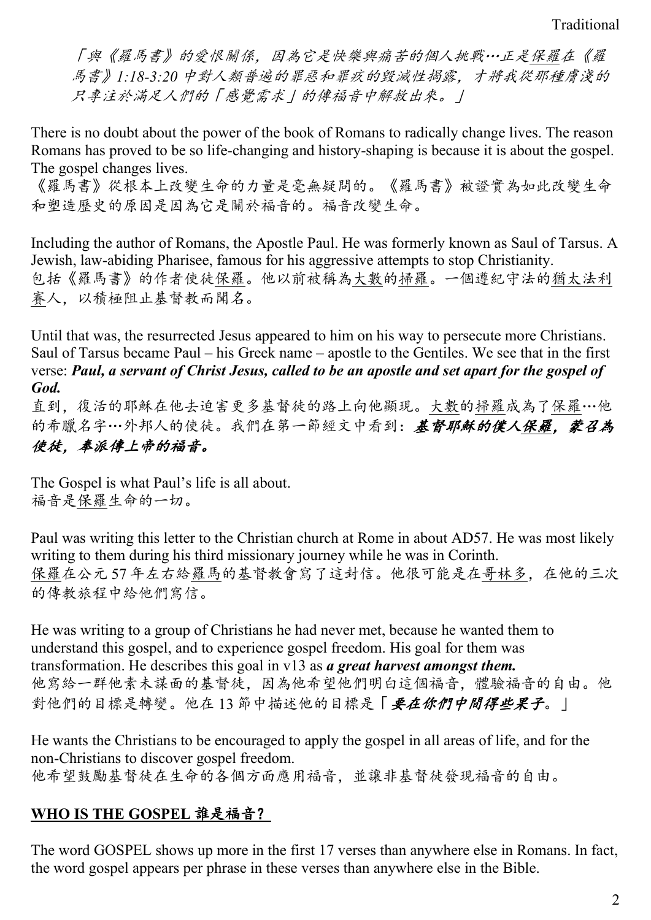*「與《羅馬書》的愛恨關係，因為它是快樂與痛苦的個人挑戰…正是保羅在《羅馬書》1:18-3:20 中對人類普遍的罪惡和罪疚的毀滅性揭露，才將我從那種膚淺的只專注於滿足人們的「感覺需求」的傳福音中解救出來。」*

There is no doubt about the power of the book of Romans to radically change lives. The reason Romans has proved to be so life-changing and history-shaping is because it is about the gospel. The gospel changes lives.
《羅馬書》從根本上改變生命的力量是毫無疑問的。《羅馬書》被證實為如此改變生命和塑造歷史的原因是因為它是關於福音的。福音改變生命。

Including the author of Romans, the Apostle Paul. He was formerly known as Saul of Tarsus. A Jewish, law-abiding Pharisee, famous for his aggressive attempts to stop Christianity.
包括《羅馬書》的作者使徒保羅。他以前被稱為大數的掃羅。一個遵紀守法的猶太法利賽人，以積極阻止基督教而聞名。

Until that was, the resurrected Jesus appeared to him on his way to persecute more Christians. Saul of Tarsus became Paul – his Greek name – apostle to the Gentiles. We see that in the first verse: ***Paul, a servant of Christ Jesus, called to be an apostle and set apart for the gospel of God.***
直到，復活的耶穌在他去迫害更多基督徒的路上向他顯現。大數的掃羅成為了保羅…他的希臘名字…外邦人的使徒。我們在第一節經文中看到：***基督耶穌的僕人保羅，蒙召為使徒，奉派傳上帝的福音。***

The Gospel is what Paul's life is all about.
福音是保羅生命的一切。

Paul was writing this letter to the Christian church at Rome in about AD57. He was most likely writing to them during his third missionary journey while he was in Corinth.
保羅在公元 57 年左右給羅馬的基督教會寫了這封信。他很可能是在哥林多，在他的三次的傳教旅程中給他們寫信。

He was writing to a group of Christians he had never met, because he wanted them to understand this gospel, and to experience gospel freedom. His goal for them was transformation. He describes this goal in v13 as ***a great harvest amongst them.***
他寫給一群他素未謀面的基督徒，因為他希望他們明白這個福音，體驗福音的自由。他對他們的目標是轉變。他在 13 節中描述他的目標是「***要在你們中間得些果子。***」

He wants the Christians to be encouraged to apply the gospel in all areas of life, and for the non-Christians to discover gospel freedom.
他希望鼓勵基督徒在生命的各個方面應用福音，並讓非基督徒發現福音的自由。

## WHO IS THE GOSPEL 誰是福音？

The word GOSPEL shows up more in the first 17 verses than anywhere else in Romans. In fact, the word gospel appears per phrase in these verses than anywhere else in the Bible.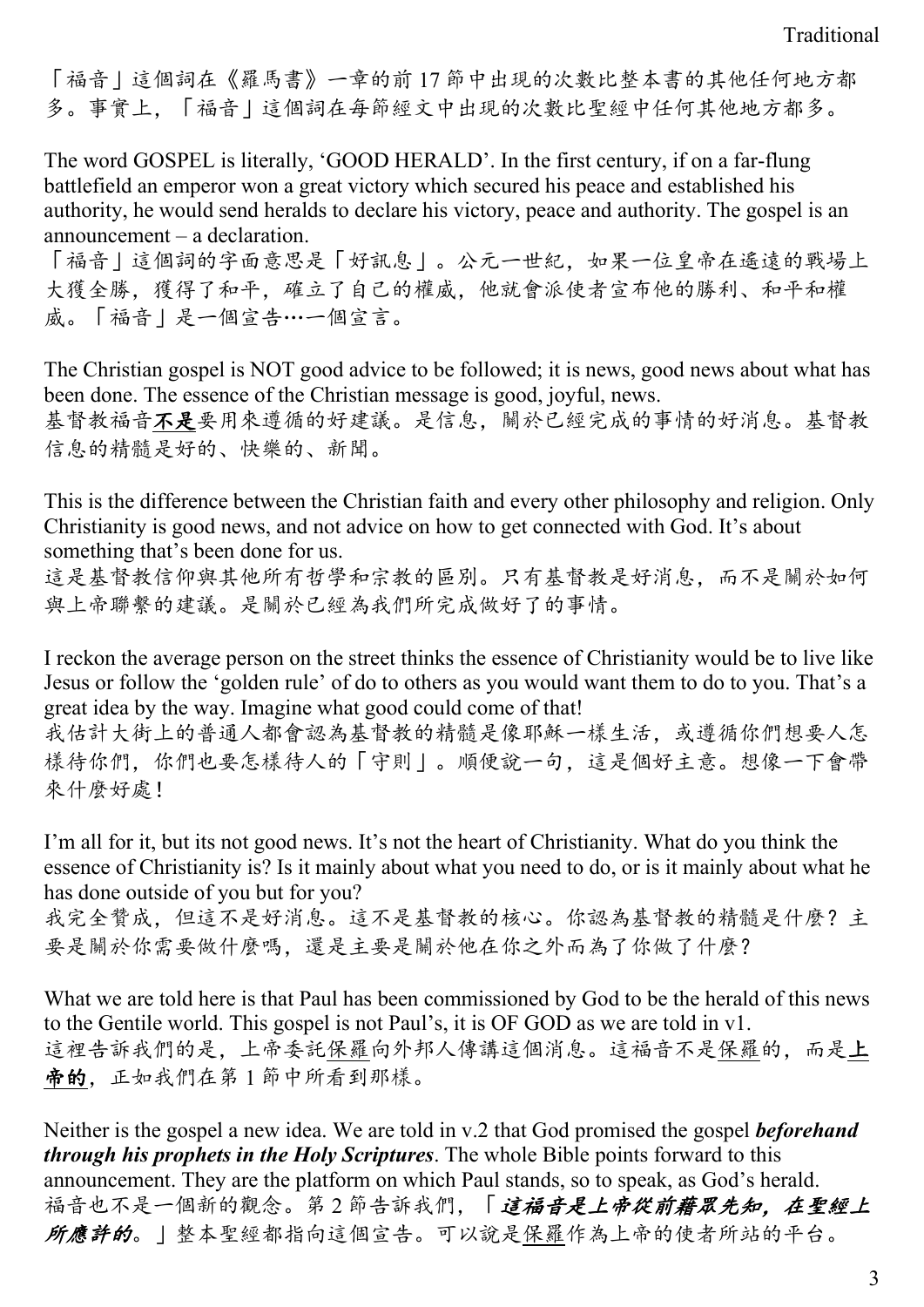「福音」這個詞在《羅馬書》一章的前 17 節中出現的次數比整本書的其他任何地方都多。事實上，「福音」這個詞在每節經文中出現的次數比聖經中任何其他地方都多。

The word GOSPEL is literally, 'GOOD HERALD'. In the first century, if on a far-flung battlefield an emperor won a great victory which secured his peace and established his authority, he would send heralds to declare his victory, peace and authority. The gospel is an announcement – a declaration.

「福音」這個詞的字面意思是「好訊息」。公元一世紀，如果一位皇帝在遙遠的戰場上大獲全勝，獲得了和平，確立了自己的權威，他就會派使者宣布他的勝利、和平和權威。「福音」是一個宣告…一個宣言。

The Christian gospel is NOT good advice to be followed; it is news, good news about what has been done. The essence of the Christian message is good, joyful, news.

基督教福音**不是**要用來遵循的好建議。是信息，關於已經完成的事情的好消息。基督教信息的精髓是好的、快樂的、新聞。

This is the difference between the Christian faith and every other philosophy and religion. Only Christianity is good news, and not advice on how to get connected with God. It's about something that's been done for us.

這是基督教信仰與其他所有哲學和宗教的區別。只有基督教是好消息，而不是關於如何與上帝聯繫的建議。是關於已經為我們所完成做好了的事情。

I reckon the average person on the street thinks the essence of Christianity would be to live like Jesus or follow the 'golden rule' of do to others as you would want them to do to you. That's a great idea by the way. Imagine what good could come of that!

我估計大街上的普通人都會認為基督教的精髓是像耶穌一樣生活，或遵循你們想要人怎樣待你們，你們也要怎樣待人的「守則」。順便說一句，這是個好主意。想像一下會帶來什麼好處!

I'm all for it, but its not good news. It's not the heart of Christianity. What do you think the essence of Christianity is? Is it mainly about what you need to do, or is it mainly about what he has done outside of you but for you?

我完全贊成，但這不是好消息。這不是基督教的核心。你認為基督教的精髓是什麼？主要是關於你需要做什麼嗎，還是主要是關於他在你之外而為了你做了什麼？

What we are told here is that Paul has been commissioned by God to be the herald of this news to the Gentile world. This gospel is not Paul's, it is OF GOD as we are told in v1.

這裡告訴我們的是，上帝委託保羅向外邦人傳講這個消息。這福音不是保羅的，而是**上帝的**，正如我們在第 1 節中所看到那樣。

Neither is the gospel a new idea. We are told in v.2 that God promised the gospel ***beforehand through his prophets in the Holy Scriptures***. The whole Bible points forward to this announcement. They are the platform on which Paul stands, so to speak, as God's herald.

福音也不是一個新的觀念。第 2 節告訴我們，「***這福音是上帝從前藉眾先知，在聖經上所應許的***。」整本聖經都指向這個宣告。可以說是保羅作為上帝的使者所站的平台。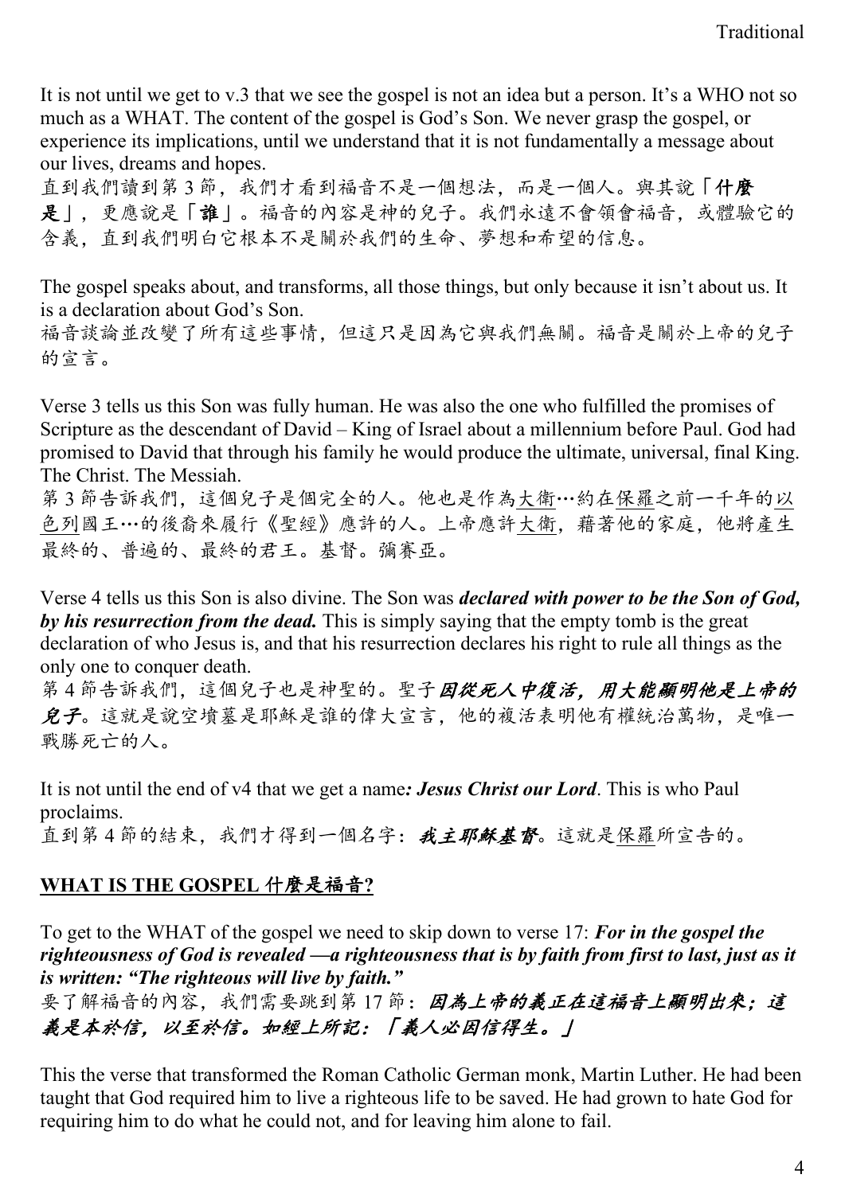It is not until we get to v.3 that we see the gospel is not an idea but a person. It's a WHO not so much as a WHAT. The content of the gospel is God's Son. We never grasp the gospel, or experience its implications, until we understand that it is not fundamentally a message about our lives, dreams and hopes.

直到我們讀到第 3 節，我們才看到福音不是一個想法，而是一個人。與其說「**什麼是**」，更應說是「**誰**」。福音的內容是神的兒子。我們永遠不會領會福音，或體驗它的含義，直到我們明白它根本不是關於我們的生命、夢想和希望的信息。

The gospel speaks about, and transforms, all those things, but only because it isn't about us. It is a declaration about God's Son.

福音談論並改變了所有這些事情，但這只是因為它與我們無關。福音是關於上帝的兒子的宣言。

Verse 3 tells us this Son was fully human. He was also the one who fulfilled the promises of Scripture as the descendant of David – King of Israel about a millennium before Paul. God had promised to David that through his family he would produce the ultimate, universal, final King. The Christ. The Messiah.

第 3 節告訴我們，這個兒子是個完全的人。他也是作為大衛…約在保羅之前一千年的以色列國王…的後裔來履行《聖經》應許的人。上帝應許大衛，藉著他的家庭，他將產生最終的、普遍的、最終的君王。基督。彌賽亞。

Verse 4 tells us this Son is also divine. The Son was ***declared with power to be the Son of God, by his resurrection from the dead.*** This is simply saying that the empty tomb is the great declaration of who Jesus is, and that his resurrection declares his right to rule all things as the only one to conquer death.

第 4 節告訴我們，這個兒子也是神聖的。聖子***因從死人中復活，用大能顯明他是上帝的兒子***。這就是說空墳墓是耶穌是誰的偉大宣言，他的複活表明他有權統治萬物，是唯一戰勝死亡的人。

It is not until the end of v4 that we get a name***: Jesus Christ our Lord***. This is who Paul proclaims.

直到第 4 節的結束，我們才得到一個名字：***我主耶穌基督***。這就是保羅所宣告的。

## WHAT IS THE GOSPEL 什麼是福音?

To get to the WHAT of the gospel we need to skip down to verse 17: ***For in the gospel the righteousness of God is revealed —a righteousness that is by faith from first to last, just as it is written: "The righteous will live by faith."***

要了解福音的內容，我們需要跳到第 17 節：***因為上帝的義正在這福音上顯明出來；這義是本於信，以至於信。如經上所記：「義人必因信得生。」***

This the verse that transformed the Roman Catholic German monk, Martin Luther. He had been taught that God required him to live a righteous life to be saved. He had grown to hate God for requiring him to do what he could not, and for leaving him alone to fail.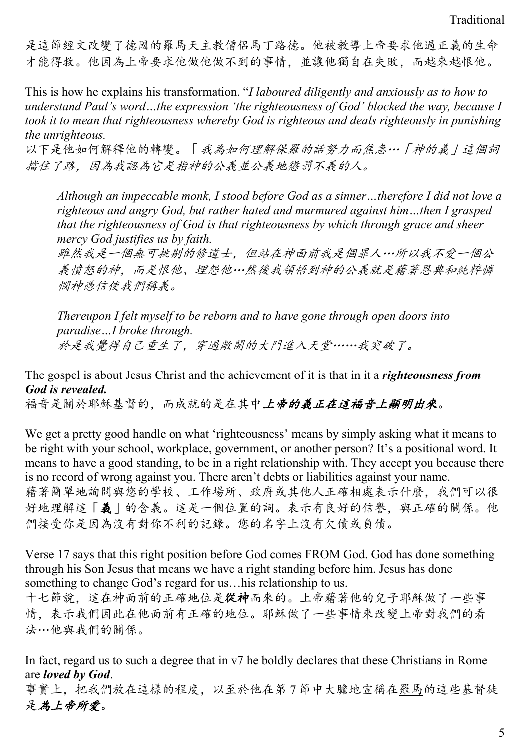是這節經文改變了德國的羅馬天主教僧侶馬丁路德。他被教導上帝要求他過正義的生命才能得救。他因為上帝要求他做他做不到的事情，並讓他獨自在失敗，而越來越恨他。

This is how he explains his transformation. "*I laboured diligently and anxiously as to how to understand Paul's word…the expression 'the righteousness of God' blocked the way, because I took it to mean that righteousness whereby God is righteous and deals righteously in punishing the unrighteous.*
以下是他如何解釋他的轉變。「*我為如何理解保羅的話努力而焦急…「神的義」這個詞擋住了路，因為我認為它是指神的公義並公義地懲罰不義的人。*

> *Although an impeccable monk, I stood before God as a sinner…therefore I did not love a righteous and angry God, but rather hated and murmured against him…then I grasped that the righteousness of God is that righteousness by which through grace and sheer mercy God justifies us by faith.*
> *雖然我是一個無可挑剔的修道士，但站在神面前我是個罪人…所以我不愛一個公義憤怒的神，而是恨他、埋怨他…然後我領悟到神的公義就是藉著恩典和純粹憐憫神憑信使我們稱義。*
>
> *Thereupon I felt myself to be reborn and to have gone through open doors into paradise…I broke through.*
> *於是我覺得自己重生了，穿過敞開的大門進入天堂……我突破了。*

The gospel is about Jesus Christ and the achievement of it is that in it a ***righteousness from God is revealed.***
福音是關於耶穌基督的，而成就的是在其中***上帝的義正在這福音上顯明出來***。

We get a pretty good handle on what 'righteousness' means by simply asking what it means to be right with your school, workplace, government, or another person? It's a positional word. It means to have a good standing, to be in a right relationship with. They accept you because there is no record of wrong against you. There aren't debts or liabilities against your name.
藉著簡單地詢問與您的學校、工作場所、政府或其他人正確相處表示什麼，我們可以很好地理解這「**義**」的含義。這是一個位置的詞。表示有良好的信譽，與正確的關係。他們接受你是因為沒有對你不利的記錄。您的名字上沒有欠債或負債。

Verse 17 says that this right position before God comes FROM God. God has done something through his Son Jesus that means we have a right standing before him. Jesus has done something to change God's regard for us…his relationship to us.
十七節說，這在神面前的正確地位是**從神**而來的。上帝藉著他的兒子耶穌做了一些事情，表示我們因此在他面前有正確的地位。耶穌做了一些事情來改變上帝對我們的看法…他與我們的關係。

In fact, regard us to such a degree that in v7 he boldly declares that these Christians in Rome are ***loved by God***.
事實上，把我們放在這樣的程度，以至於他在第 7 節中大膽地宣稱在羅馬的這些基督徒是***為上帝所愛***。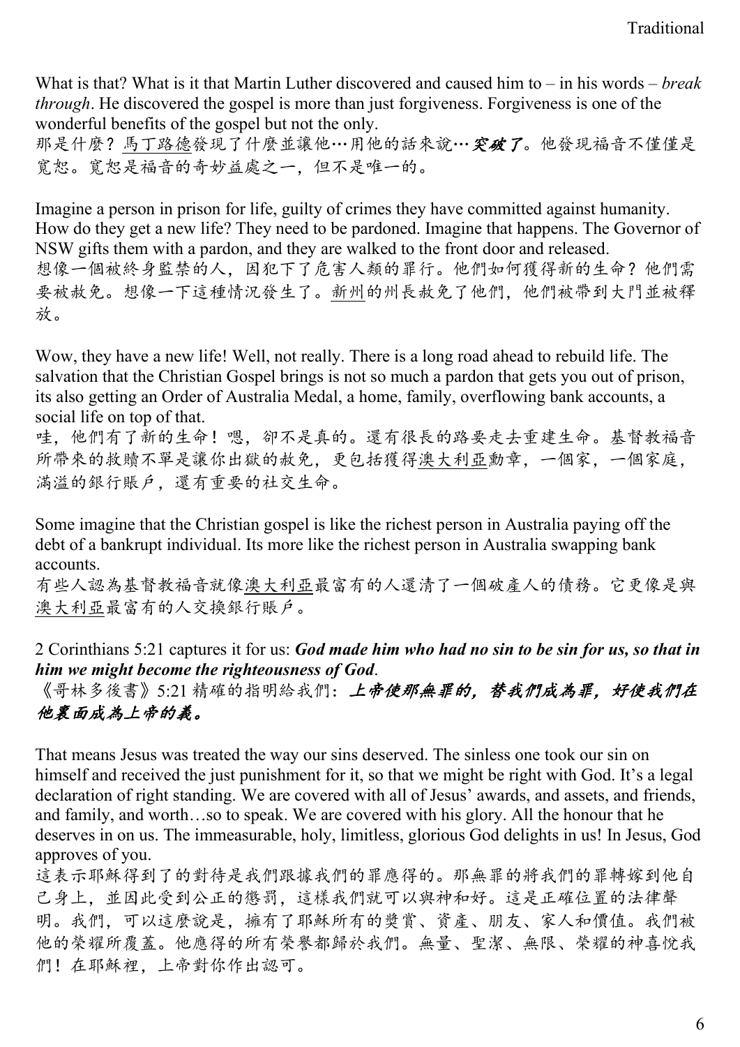What is that? What is it that Martin Luther discovered and caused him to – in his words – *break through*. He discovered the gospel is more than just forgiveness. Forgiveness is one of the wonderful benefits of the gospel but not the only.
那是什麼？馬丁路德發現了什麼並讓他…用他的話來說…***突破了***。他發現福音不僅僅是寬恕。寬恕是福音的奇妙益處之一，但不是唯一的。

Imagine a person in prison for life, guilty of crimes they have committed against humanity. How do they get a new life? They need to be pardoned. Imagine that happens. The Governor of NSW gifts them with a pardon, and they are walked to the front door and released.
想像一個被終身監禁的人，因犯下了危害人類的罪行。他們如何獲得新的生命？他們需要被赦免。想像一下這種情況發生了。新州的州長赦免了他們，他們被帶到大門並被釋放。

Wow, they have a new life! Well, not really. There is a long road ahead to rebuild life. The salvation that the Christian Gospel brings is not so much a pardon that gets you out of prison, its also getting an Order of Australia Medal, a home, family, overflowing bank accounts, a social life on top of that.
哇，他們有了新的生命！嗯，卻不是真的。還有很長的路要走去重建生命。基督教福音所帶來的救贖不單是讓你出獄的赦免，更包括獲得澳大利亞勳章，一個家，一個家庭，滿溢的銀行賬戶，還有重要的社交生命。

Some imagine that the Christian gospel is like the richest person in Australia paying off the debt of a bankrupt individual. Its more like the richest person in Australia swapping bank accounts.
有些人認為基督教福音就像澳大利亞最富有的人還清了一個破產人的債務。它更像是與澳大利亞最富有的人交換銀行賬戶。

2 Corinthians 5:21 captures it for us: ***God made him who had no sin to be sin for us, so that in him we might become the righteousness of God***.
《哥林多後書》5:21 精確的指明給我們：***上帝使那無罪的，替我們成為罪，好使我們在他裏面成為上帝的義。***

That means Jesus was treated the way our sins deserved. The sinless one took our sin on himself and received the just punishment for it, so that we might be right with God. It's a legal declaration of right standing. We are covered with all of Jesus' awards, and assets, and friends, and family, and worth…so to speak. We are covered with his glory. All the honour that he deserves in on us. The immeasurable, holy, limitless, glorious God delights in us! In Jesus, God approves of you.
這表示耶穌得到了的對待是我們跟據我們的罪應得的。那無罪的將我們的罪轉嫁到他自己身上，並因此受到公正的懲罰，這樣我們就可以與神和好。這是正確位置的法律聲明。我們，可以這麼說是，擁有了耶穌所有的獎賞、資產、朋友、家人和價值。我們被他的榮耀所覆蓋。他應得的所有榮譽都歸於我們。無量、聖潔、無限、榮耀的神喜悅我們！在耶穌裡，上帝對你作出認可。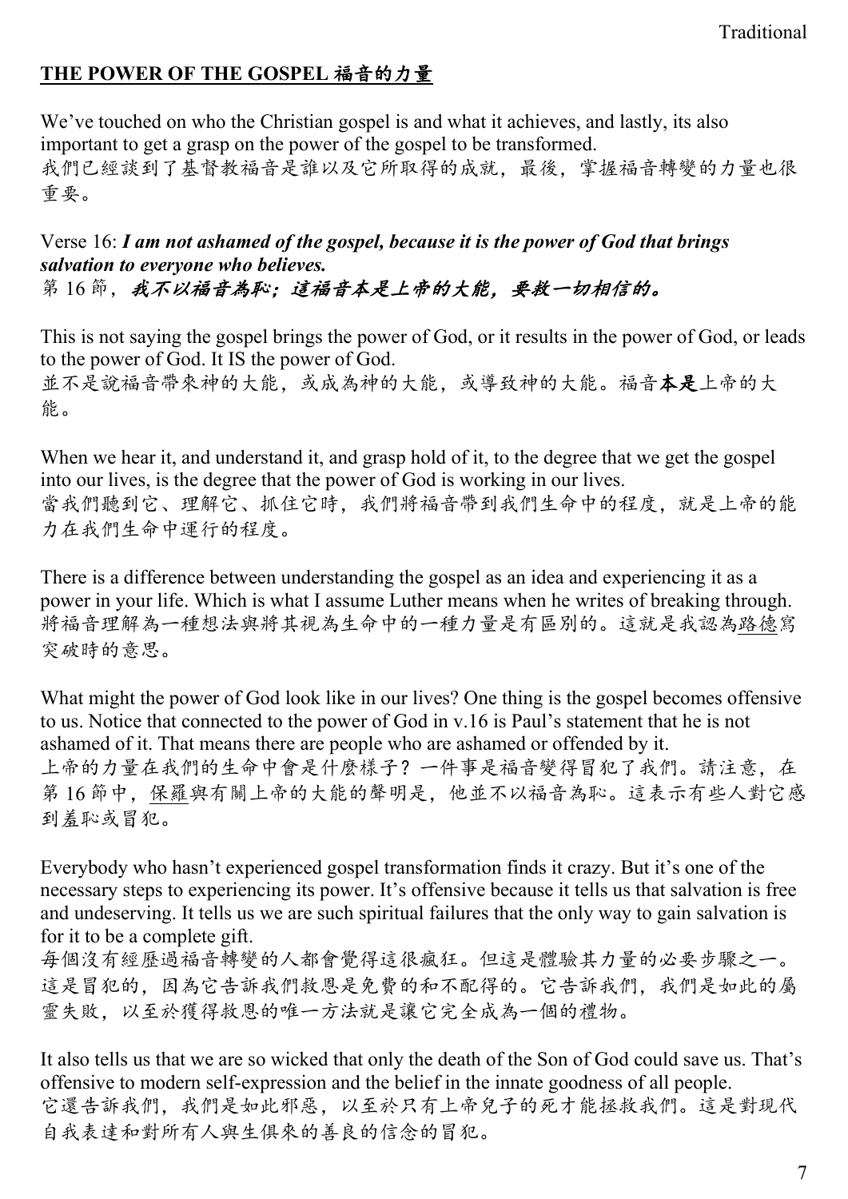## **THE POWER OF THE GOSPEL 福音的力量**

We've touched on who the Christian gospel is and what it achieves, and lastly, its also important to get a grasp on the power of the gospel to be transformed.
我們已經談到了基督教福音是誰以及它所取得的成就，最後，掌握福音轉變的力量也很重要。

Verse 16: ***I am not ashamed of the gospel, because it is the power of God that brings salvation to everyone who believes.***
第 16 節，***我不以福音為恥；這福音本是上帝的大能，要救一切相信的。***

This is not saying the gospel brings the power of God, or it results in the power of God, or leads to the power of God. It IS the power of God.
並不是說福音帶來神的大能，或成為神的大能，或導致神的大能。福音**本是**上帝的大能。

When we hear it, and understand it, and grasp hold of it, to the degree that we get the gospel into our lives, is the degree that the power of God is working in our lives.
當我們聽到它、理解它、抓住它時，我們將福音帶到我們生命中的程度，就是上帝的能力在我們生命中運行的程度。

There is a difference between understanding the gospel as an idea and experiencing it as a power in your life. Which is what I assume Luther means when he writes of breaking through.
將福音理解為一種想法與將其視為生命中的一種力量是有區別的。這就是我認為路德寫突破時的意思。

What might the power of God look like in our lives? One thing is the gospel becomes offensive to us. Notice that connected to the power of God in v.16 is Paul's statement that he is not ashamed of it. That means there are people who are ashamed or offended by it.
上帝的力量在我們的生命中會是什麼樣子？一件事是福音變得冒犯了我們。請注意，在第 16 節中，保羅與有關上帝的大能的聲明是，他並不以福音為恥。這表示有些人對它感到羞恥或冒犯。

Everybody who hasn't experienced gospel transformation finds it crazy. But it's one of the necessary steps to experiencing its power. It's offensive because it tells us that salvation is free and undeserving. It tells us we are such spiritual failures that the only way to gain salvation is for it to be a complete gift.
每個沒有經歷過福音轉變的人都會覺得這很瘋狂。但這是體驗其力量的必要步驟之一。這是冒犯的，因為它告訴我們救恩是免費的和不配得的。它告訴我們，我們是如此的屬靈失敗，以至於獲得救恩的唯一方法就是讓它完全成為一個的禮物。

It also tells us that we are so wicked that only the death of the Son of God could save us. That's offensive to modern self-expression and the belief in the innate goodness of all people.
它還告訴我們，我們是如此邪惡，以至於只有上帝兒子的死才能拯救我們。這是對現代自我表達和對所有人與生俱來的善良的信念的冒犯。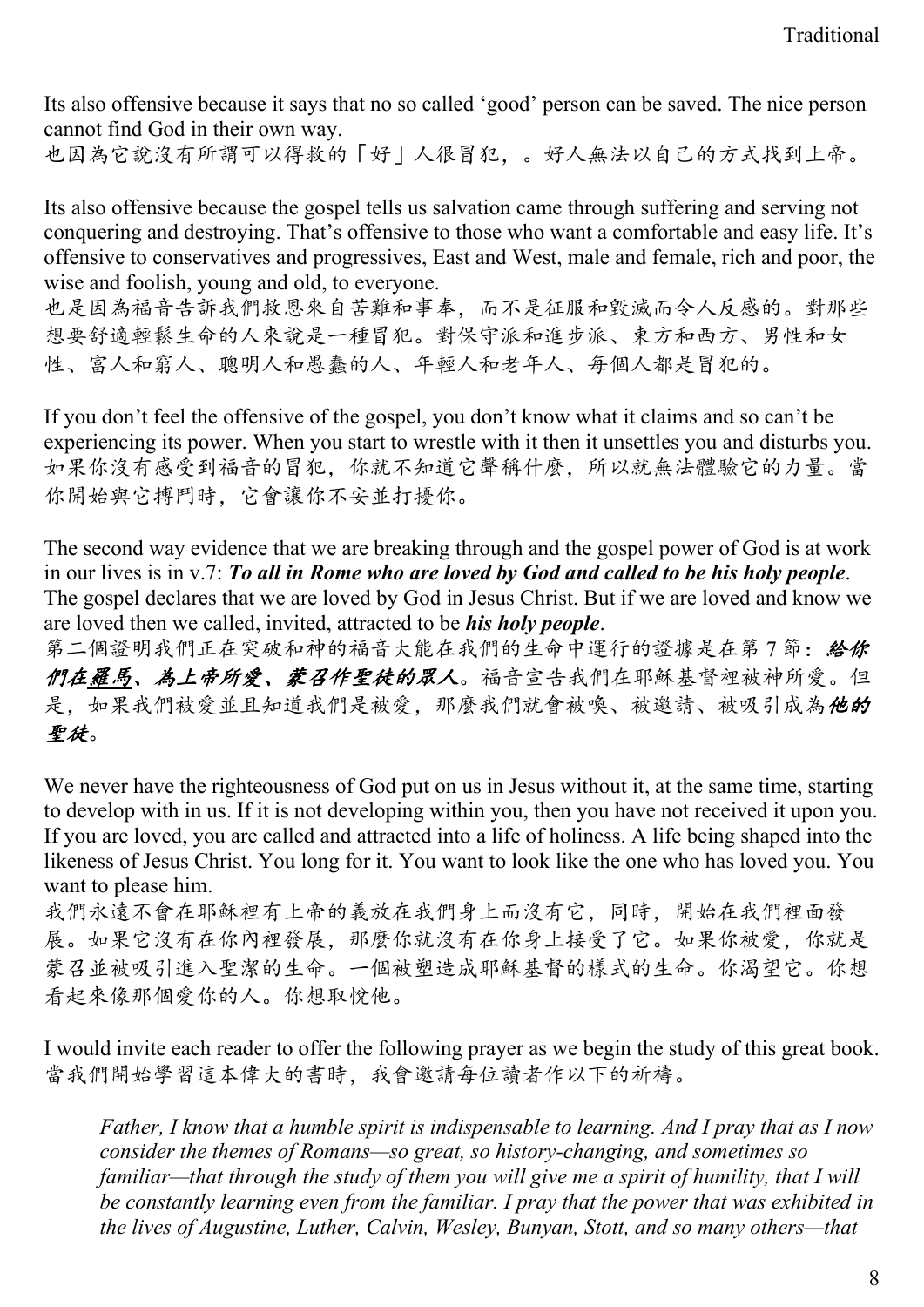Its also offensive because it says that no so called 'good' person can be saved. The nice person cannot find God in their own way.
也因為它說沒有所謂可以得救的「好」人很冒犯，。好人無法以自己的方式找到上帝。

Its also offensive because the gospel tells us salvation came through suffering and serving not conquering and destroying. That's offensive to those who want a comfortable and easy life. It's offensive to conservatives and progressives, East and West, male and female, rich and poor, the wise and foolish, young and old, to everyone.
也是因為福音告訴我們救恩來自苦難和事奉，而不是征服和毀滅而令人反感的。對那些想要舒適輕鬆生命的人來說是一種冒犯。對保守派和進步派、東方和西方、男性和女性、富人和窮人、聰明人和愚蠢的人、年輕人和老年人、每個人都是冒犯的。

If you don't feel the offensive of the gospel, you don't know what it claims and so can't be experiencing its power. When you start to wrestle with it then it unsettles you and disturbs you.
如果你沒有感受到福音的冒犯，你就不知道它聲稱什麼，所以就無法體驗它的力量。當你開始與它搏鬥時，它會讓你不安並打擾你。

The second way evidence that we are breaking through and the gospel power of God is at work in our lives is in v.7: ***To all in Rome who are loved by God and called to be his holy people***. The gospel declares that we are loved by God in Jesus Christ. But if we are loved and know we are loved then we called, invited, attracted to be ***his holy people***.
第二個證明我們正在突破和神的福音大能在我們的生命中運行的證據是在第 7 節：***給你們在羅馬、為上帝所愛、蒙召作聖徒的眾人***。福音宣告我們在耶穌基督裡被神所愛。但是，如果我們被愛並且知道我們是被愛，那麼我們就會被喚、被邀請、被吸引成為***他的聖徒***。

We never have the righteousness of God put on us in Jesus without it, at the same time, starting to develop with in us. If it is not developing within you, then you have not received it upon you. If you are loved, you are called and attracted into a life of holiness. A life being shaped into the likeness of Jesus Christ. You long for it. You want to look like the one who has loved you. You want to please him.
我們永遠不會在耶穌裡有上帝的義放在我們身上而沒有它，同時，開始在我們裡面發展。如果它沒有在你內裡發展，那麼你就沒有在你身上接受了它。如果你被愛，你就是蒙召並被吸引進入聖潔的生命。一個被塑造成耶穌基督的樣式的生命。你渴望它。你想看起來像那個愛你的人。你想取悅他。

I would invite each reader to offer the following prayer as we begin the study of this great book.
當我們開始學習這本偉大的書時，我會邀請每位讀者作以下的祈禱。

> *Father, I know that a humble spirit is indispensable to learning. And I pray that as I now consider the themes of Romans—so great, so history-changing, and sometimes so familiar—that through the study of them you will give me a spirit of humility, that I will be constantly learning even from the familiar. I pray that the power that was exhibited in the lives of Augustine, Luther, Calvin, Wesley, Bunyan, Stott, and so many others—that*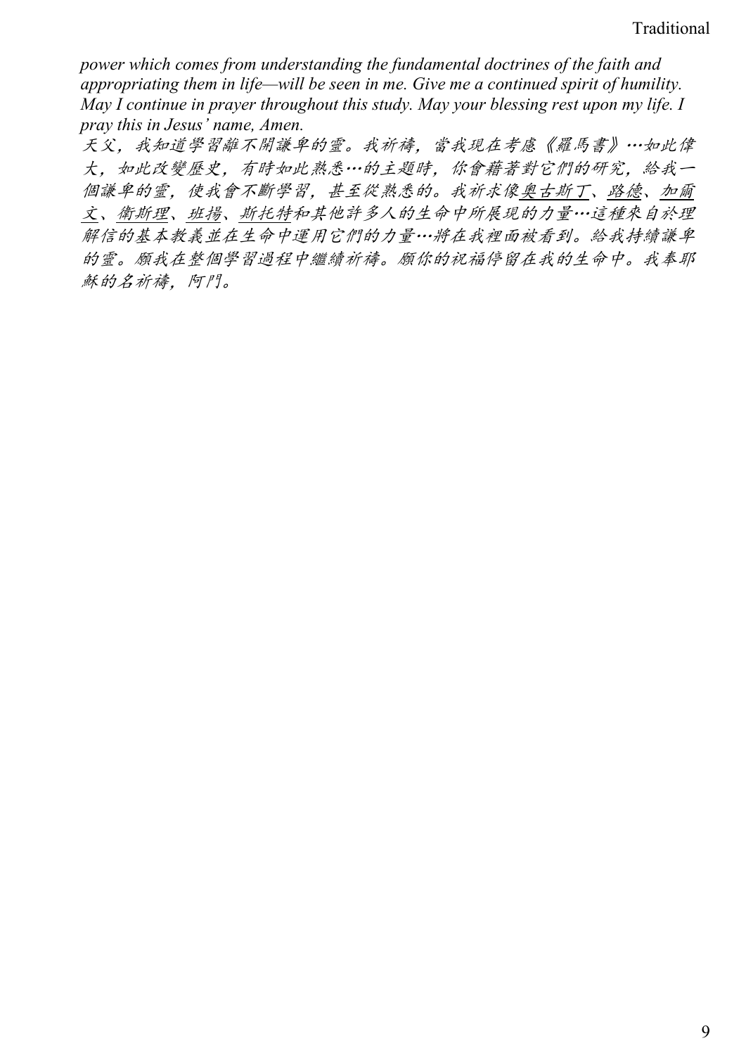*power which comes from understanding the fundamental doctrines of the faith and appropriating them in life—will be seen in me. Give me a continued spirit of humility. May I continue in prayer throughout this study. May your blessing rest upon my life. I pray this in Jesus' name, Amen.*

*天父，我知道學習離不開謙卑的靈。我祈禱，當我現在考慮《羅馬書》…如此偉大，如此改變歷史，有時如此熟悉…的主題時，你會藉著對它們的研究，給我一個謙卑的靈，使我會不斷學習，甚至從熟悉的。我祈求像奧古斯丁、路德、加爾文、衛斯理、班揚、斯托特和其他許多人的生命中所展現的力量…這種來自於理解信的基本教義並在生命中運用它們的力量…將在我裡面被看到。給我持續謙卑的靈。願我在整個學習過程中繼續祈禱。願你的祝福停留在我的生命中。我奉耶穌的名祈禱，阿門。*